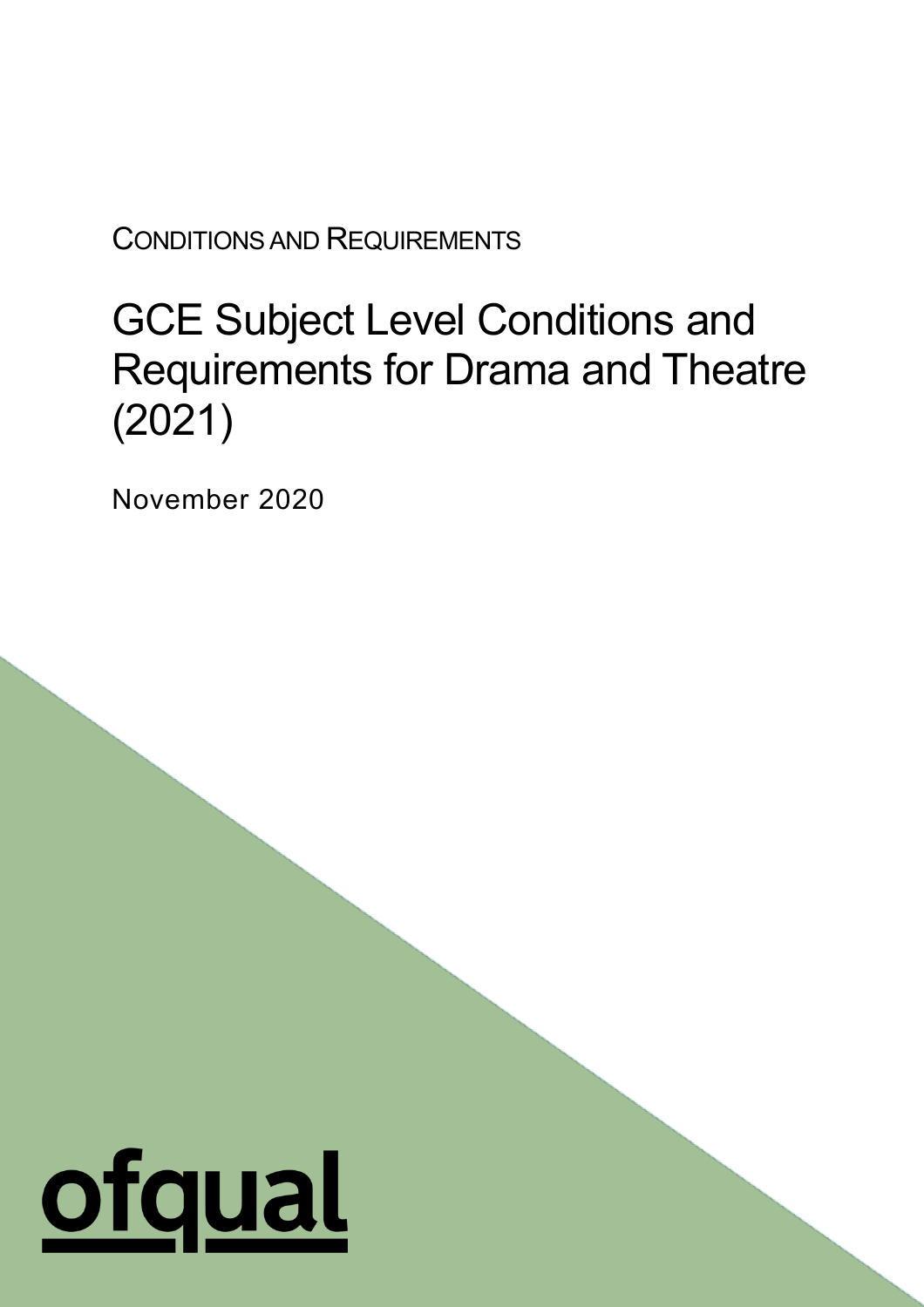CONDITIONS AND REQUIREMENTS

# GCE Subject Level Conditions and Requirements for Drama and Theatre (2021)

November 2020

ofqual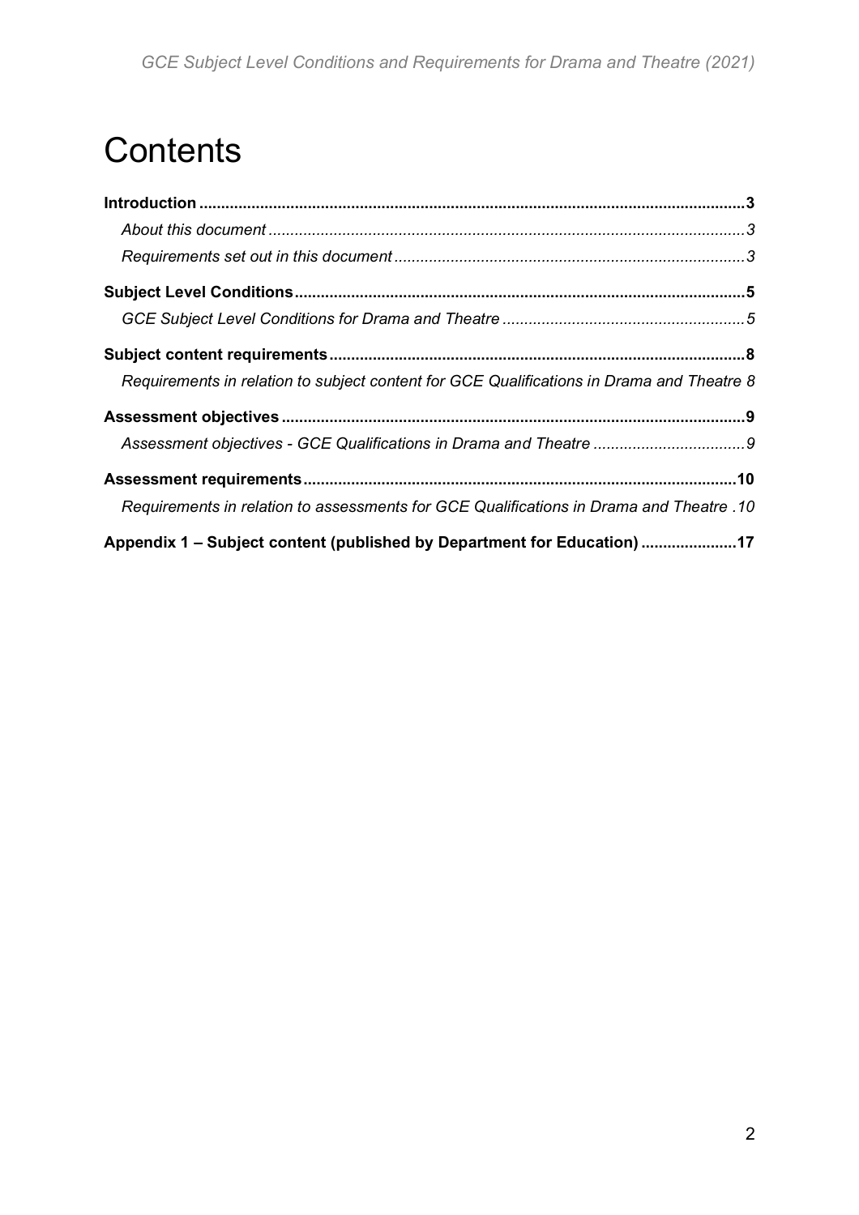# Contents

**Introduction** ............ **3**

*About this document* ............ *3*

*Requirements set out in this document* ............ *3*

**Subject Level Conditions** ............ **5**

*GCE Subject Level Conditions for Drama and Theatre* ............ *5*

**Subject content requirements** ............ **8**

*Requirements in relation to subject content for GCE Qualifications in Drama and Theatre* *8*

**Assessment objectives** ............ **9**

*Assessment objectives - GCE Qualifications in Drama and Theatre* ............ *9*

**Assessment requirements** ............ **10**

*Requirements in relation to assessments for GCE Qualifications in Drama and Theatre* *.10*

**Appendix 1 – Subject content (published by Department for Education)** ............ **17**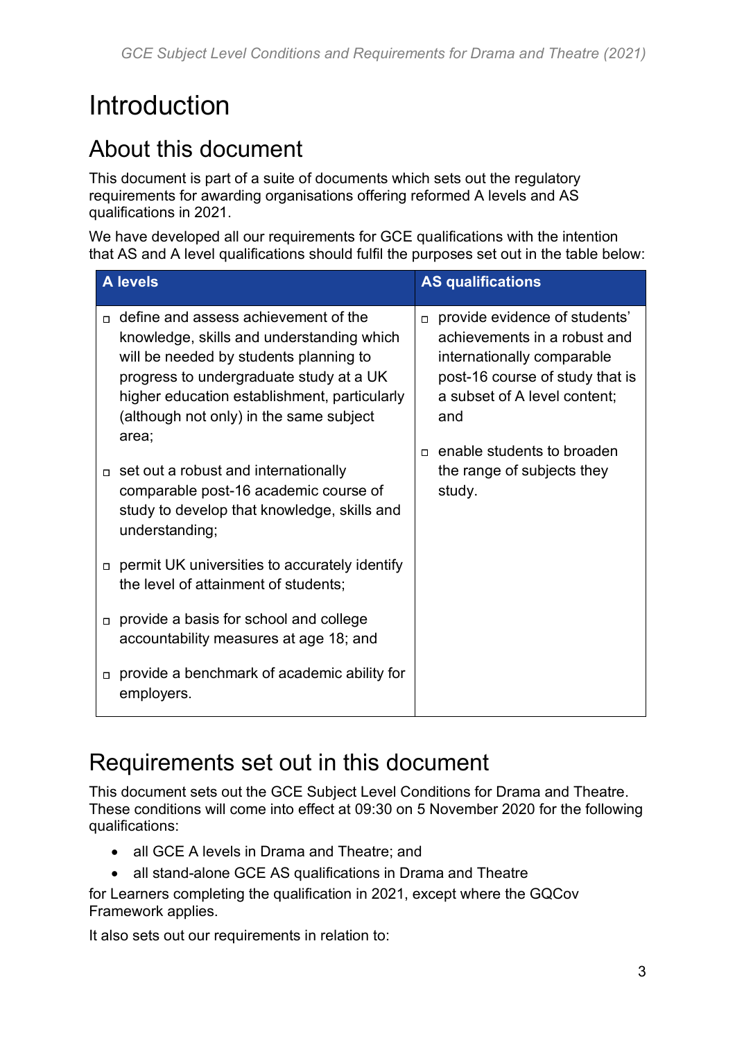# Introduction

## About this document

This document is part of a suite of documents which sets out the regulatory requirements for awarding organisations offering reformed A levels and AS qualifications in 2021.

We have developed all our requirements for GCE qualifications with the intention that AS and A level qualifications should fulfil the purposes set out in the table below:

| A levels | AS qualifications |
|---|---|
| ▫ define and assess achievement of the knowledge, skills and understanding which will be needed by students planning to progress to undergraduate study at a UK higher education establishment, particularly (although not only) in the same subject area;<br><br>▫ set out a robust and internationally comparable post-16 academic course of study to develop that knowledge, skills and understanding;<br><br>▫ permit UK universities to accurately identify the level of attainment of students;<br><br>▫ provide a basis for school and college accountability measures at age 18; and<br><br>▫ provide a benchmark of academic ability for employers. | ▫ provide evidence of students' achievements in a robust and internationally comparable post-16 course of study that is a subset of A level content; and<br><br>▫ enable students to broaden the range of subjects they study. |

## Requirements set out in this document

This document sets out the GCE Subject Level Conditions for Drama and Theatre. These conditions will come into effect at 09:30 on 5 November 2020 for the following qualifications:

- all GCE A levels in Drama and Theatre; and
- all stand-alone GCE AS qualifications in Drama and Theatre

for Learners completing the qualification in 2021, except where the GQCov Framework applies.

It also sets out our requirements in relation to: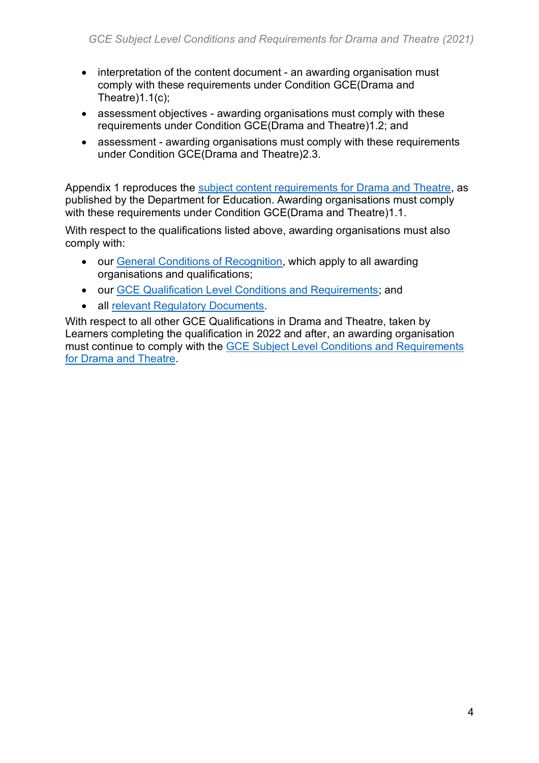- interpretation of the content document - an awarding organisation must comply with these requirements under Condition GCE(Drama and Theatre)1.1(c);
- assessment objectives - awarding organisations must comply with these requirements under Condition GCE(Drama and Theatre)1.2; and
- assessment - awarding organisations must comply with these requirements under Condition GCE(Drama and Theatre)2.3.

Appendix 1 reproduces the subject content requirements for Drama and Theatre, as published by the Department for Education. Awarding organisations must comply with these requirements under Condition GCE(Drama and Theatre)1.1.

With respect to the qualifications listed above, awarding organisations must also comply with:

- our General Conditions of Recognition, which apply to all awarding organisations and qualifications;
- our GCE Qualification Level Conditions and Requirements; and
- all relevant Regulatory Documents.

With respect to all other GCE Qualifications in Drama and Theatre, taken by Learners completing the qualification in 2022 and after, an awarding organisation must continue to comply with the GCE Subject Level Conditions and Requirements for Drama and Theatre.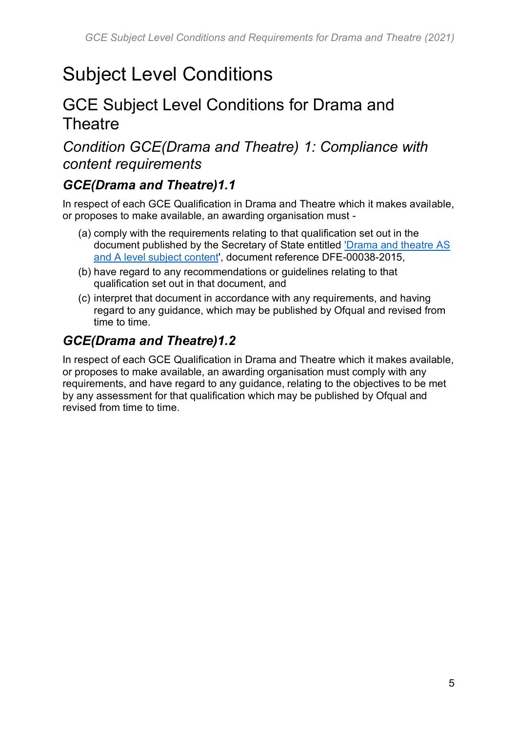# Subject Level Conditions

## GCE Subject Level Conditions for Drama and Theatre

### *Condition GCE(Drama and Theatre) 1: Compliance with content requirements*

#### ***GCE(Drama and Theatre)1.1***

In respect of each GCE Qualification in Drama and Theatre which it makes available, or proposes to make available, an awarding organisation must -

(a) comply with the requirements relating to that qualification set out in the document published by the Secretary of State entitled 'Drama and theatre AS and A level subject content', document reference DFE-00038-2015,

(b) have regard to any recommendations or guidelines relating to that qualification set out in that document, and

(c) interpret that document in accordance with any requirements, and having regard to any guidance, which may be published by Ofqual and revised from time to time.

#### ***GCE(Drama and Theatre)1.2***

In respect of each GCE Qualification in Drama and Theatre which it makes available, or proposes to make available, an awarding organisation must comply with any requirements, and have regard to any guidance, relating to the objectives to be met by any assessment for that qualification which may be published by Ofqual and revised from time to time.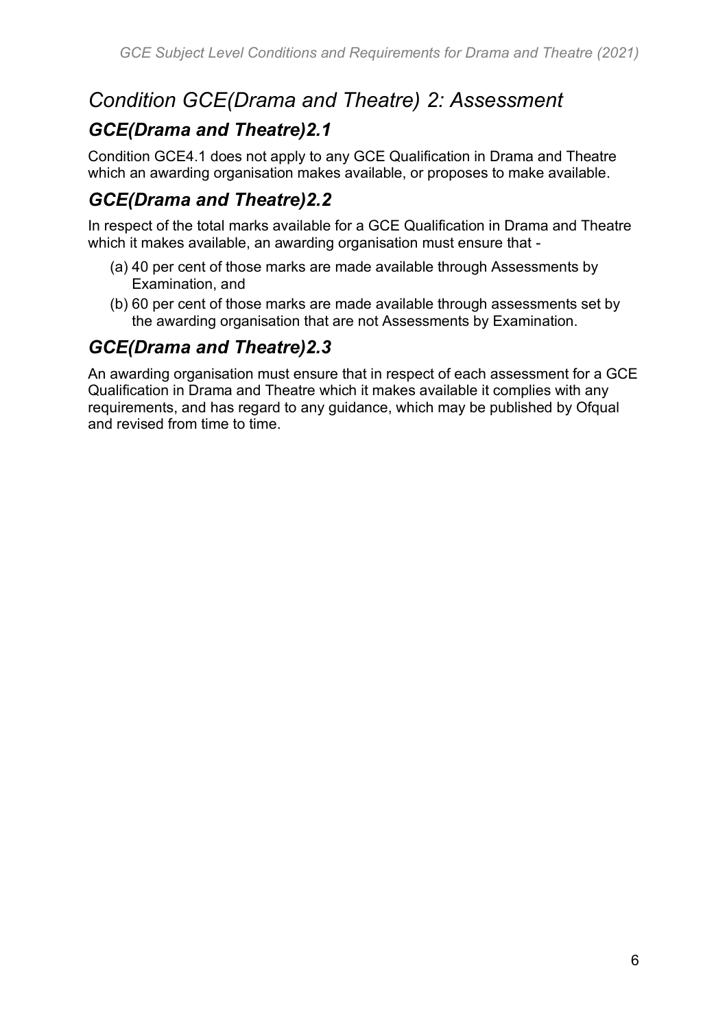# *Condition GCE(Drama and Theatre) 2: Assessment*

## *GCE(Drama and Theatre)2.1*

Condition GCE4.1 does not apply to any GCE Qualification in Drama and Theatre which an awarding organisation makes available, or proposes to make available.

## *GCE(Drama and Theatre)2.2*

In respect of the total marks available for a GCE Qualification in Drama and Theatre which it makes available, an awarding organisation must ensure that -

(a) 40 per cent of those marks are made available through Assessments by Examination, and

(b) 60 per cent of those marks are made available through assessments set by the awarding organisation that are not Assessments by Examination.

## *GCE(Drama and Theatre)2.3*

An awarding organisation must ensure that in respect of each assessment for a GCE Qualification in Drama and Theatre which it makes available it complies with any requirements, and has regard to any guidance, which may be published by Ofqual and revised from time to time.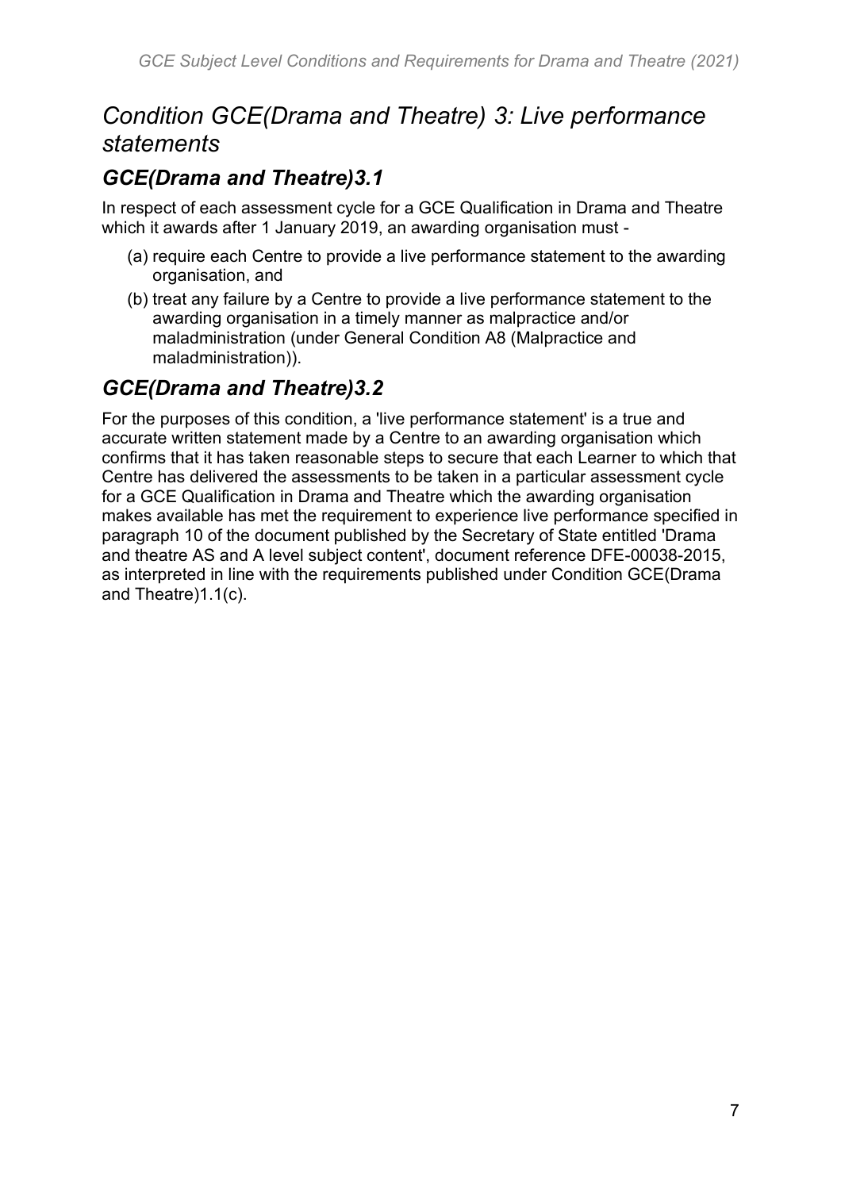# *Condition GCE(Drama and Theatre) 3: Live performance statements*

## ***GCE(Drama and Theatre)3.1***

In respect of each assessment cycle for a GCE Qualification in Drama and Theatre which it awards after 1 January 2019, an awarding organisation must -

(a) require each Centre to provide a live performance statement to the awarding organisation, and

(b) treat any failure by a Centre to provide a live performance statement to the awarding organisation in a timely manner as malpractice and/or maladministration (under General Condition A8 (Malpractice and maladministration)).

## ***GCE(Drama and Theatre)3.2***

For the purposes of this condition, a 'live performance statement' is a true and accurate written statement made by a Centre to an awarding organisation which confirms that it has taken reasonable steps to secure that each Learner to which that Centre has delivered the assessments to be taken in a particular assessment cycle for a GCE Qualification in Drama and Theatre which the awarding organisation makes available has met the requirement to experience live performance specified in paragraph 10 of the document published by the Secretary of State entitled 'Drama and theatre AS and A level subject content', document reference DFE-00038-2015, as interpreted in line with the requirements published under Condition GCE(Drama and Theatre)1.1(c).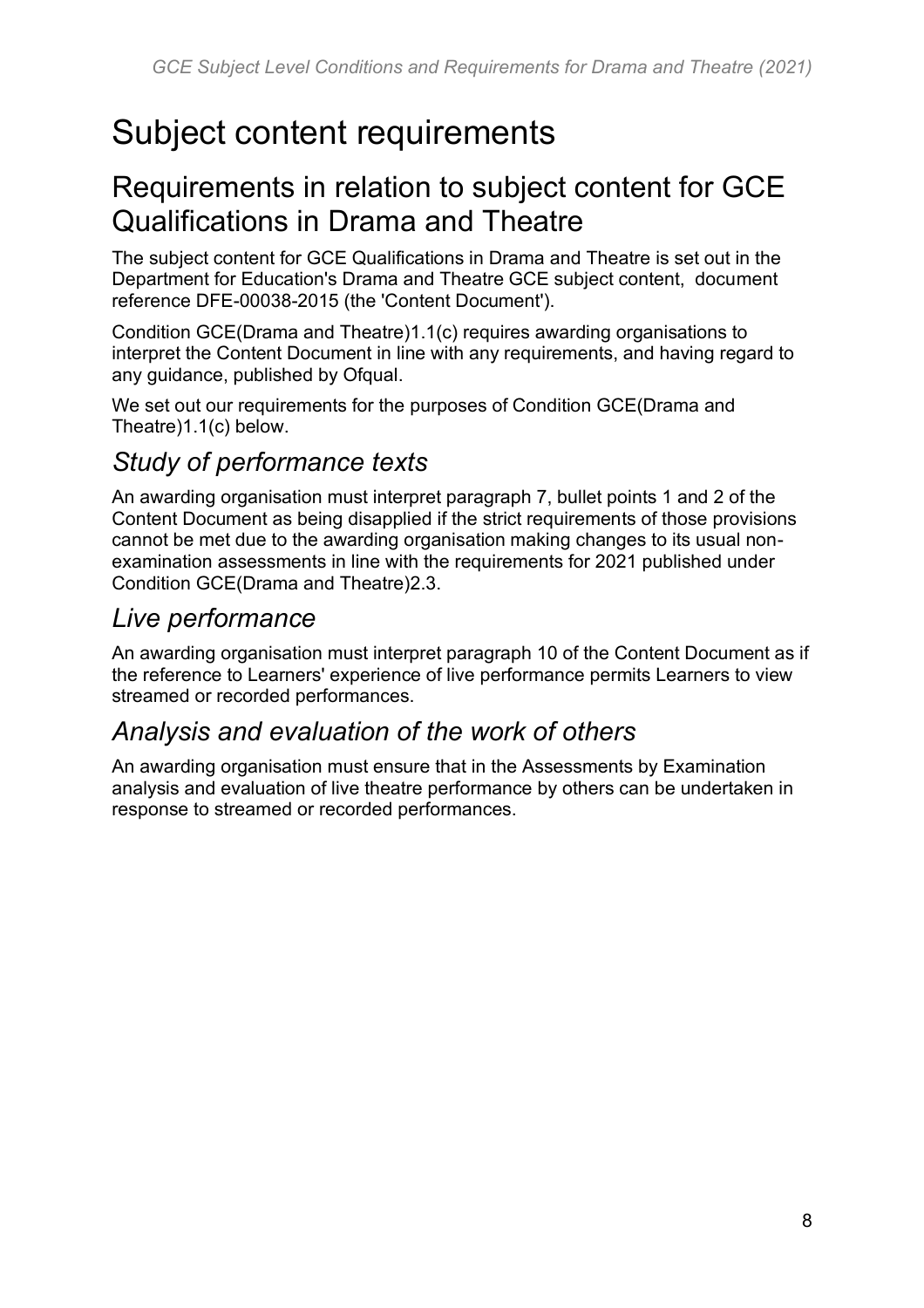# Subject content requirements

## Requirements in relation to subject content for GCE Qualifications in Drama and Theatre

The subject content for GCE Qualifications in Drama and Theatre is set out in the Department for Education's Drama and Theatre GCE subject content, document reference DFE-00038-2015 (the 'Content Document').

Condition GCE(Drama and Theatre)1.1(c) requires awarding organisations to interpret the Content Document in line with any requirements, and having regard to any guidance, published by Ofqual.

We set out our requirements for the purposes of Condition GCE(Drama and Theatre)1.1(c) below.

### *Study of performance texts*

An awarding organisation must interpret paragraph 7, bullet points 1 and 2 of the Content Document as being disapplied if the strict requirements of those provisions cannot be met due to the awarding organisation making changes to its usual non-examination assessments in line with the requirements for 2021 published under Condition GCE(Drama and Theatre)2.3.

### *Live performance*

An awarding organisation must interpret paragraph 10 of the Content Document as if the reference to Learners' experience of live performance permits Learners to view streamed or recorded performances.

### *Analysis and evaluation of the work of others*

An awarding organisation must ensure that in the Assessments by Examination analysis and evaluation of live theatre performance by others can be undertaken in response to streamed or recorded performances.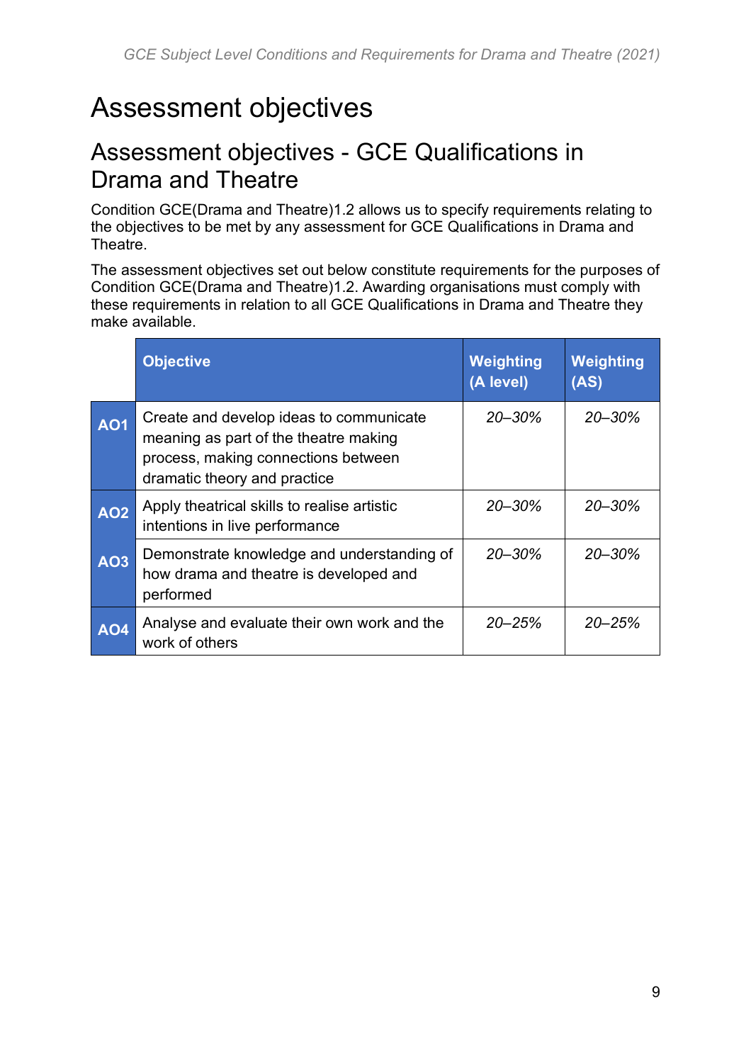# Assessment objectives

## Assessment objectives - GCE Qualifications in Drama and Theatre

Condition GCE(Drama and Theatre)1.2 allows us to specify requirements relating to the objectives to be met by any assessment for GCE Qualifications in Drama and Theatre.

The assessment objectives set out below constitute requirements for the purposes of Condition GCE(Drama and Theatre)1.2. Awarding organisations must comply with these requirements in relation to all GCE Qualifications in Drama and Theatre they make available.

| | Objective | Weighting (A level) | Weighting (AS) |
|---|---|---|---|
| **AO1** | Create and develop ideas to communicate meaning as part of the theatre making process, making connections between dramatic theory and practice | *20–30%* | *20–30%* |
| **AO2** | Apply theatrical skills to realise artistic intentions in live performance | *20–30%* | *20–30%* |
| **AO3** | Demonstrate knowledge and understanding of how drama and theatre is developed and performed | *20–30%* | *20–30%* |
| **AO4** | Analyse and evaluate their own work and the work of others | *20–25%* | *20–25%* |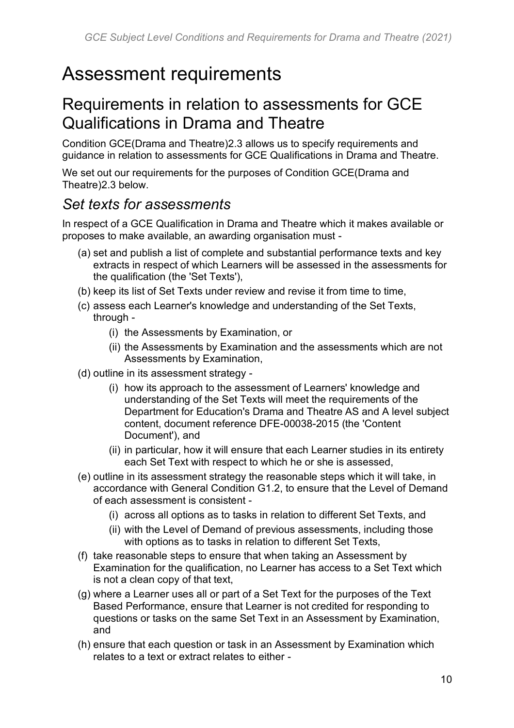# Assessment requirements

## Requirements in relation to assessments for GCE Qualifications in Drama and Theatre

Condition GCE(Drama and Theatre)2.3 allows us to specify requirements and guidance in relation to assessments for GCE Qualifications in Drama and Theatre.

We set out our requirements for the purposes of Condition GCE(Drama and Theatre)2.3 below.

### *Set texts for assessments*

In respect of a GCE Qualification in Drama and Theatre which it makes available or proposes to make available, an awarding organisation must -

- (a) set and publish a list of complete and substantial performance texts and key extracts in respect of which Learners will be assessed in the assessments for the qualification (the 'Set Texts'),
- (b) keep its list of Set Texts under review and revise it from time to time,
- (c) assess each Learner's knowledge and understanding of the Set Texts, through -
    - (i) the Assessments by Examination, or
    - (ii) the Assessments by Examination and the assessments which are not Assessments by Examination,
- (d) outline in its assessment strategy -
    - (i) how its approach to the assessment of Learners' knowledge and understanding of the Set Texts will meet the requirements of the Department for Education's Drama and Theatre AS and A level subject content, document reference DFE-00038-2015 (the 'Content Document'), and
    - (ii) in particular, how it will ensure that each Learner studies in its entirety each Set Text with respect to which he or she is assessed,
- (e) outline in its assessment strategy the reasonable steps which it will take, in accordance with General Condition G1.2, to ensure that the Level of Demand of each assessment is consistent -
    - (i) across all options as to tasks in relation to different Set Texts, and
    - (ii) with the Level of Demand of previous assessments, including those with options as to tasks in relation to different Set Texts,
- (f) take reasonable steps to ensure that when taking an Assessment by Examination for the qualification, no Learner has access to a Set Text which is not a clean copy of that text,
- (g) where a Learner uses all or part of a Set Text for the purposes of the Text Based Performance, ensure that Learner is not credited for responding to questions or tasks on the same Set Text in an Assessment by Examination, and
- (h) ensure that each question or task in an Assessment by Examination which relates to a text or extract relates to either -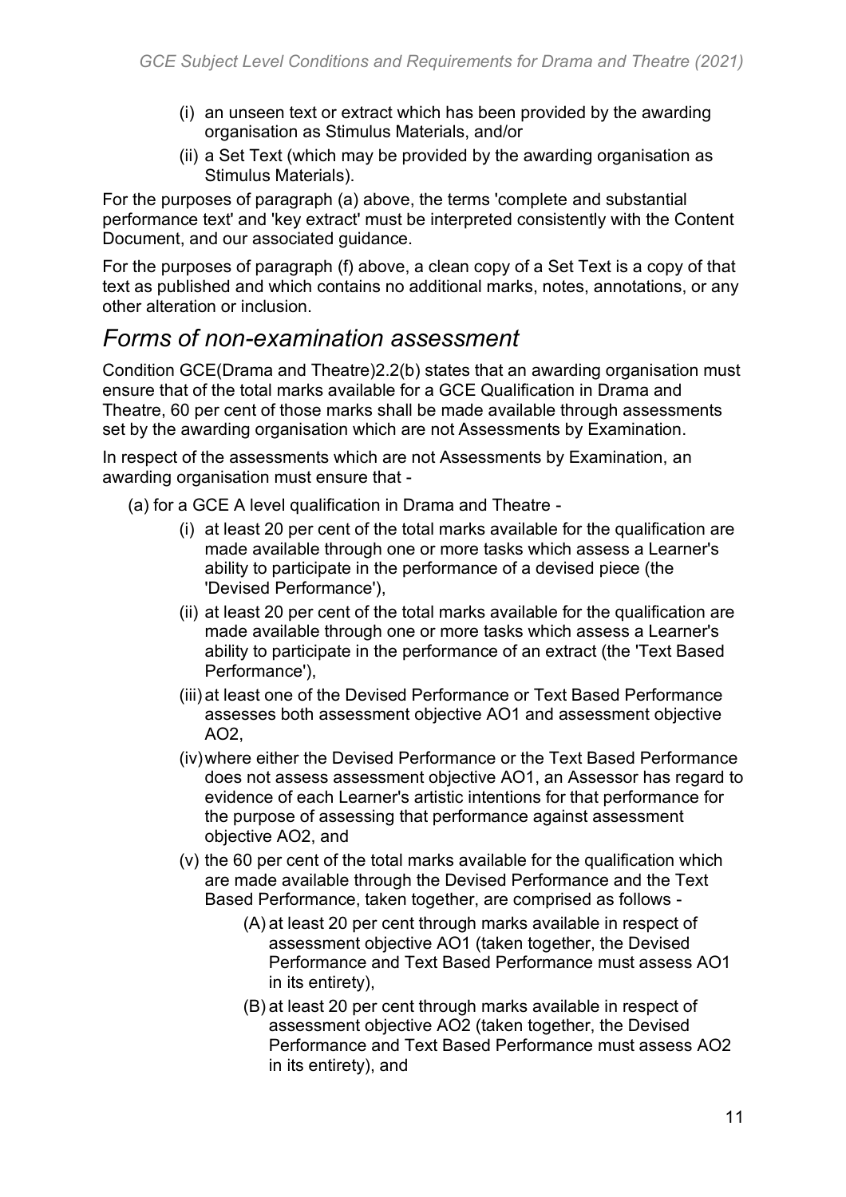(i) an unseen text or extract which has been provided by the awarding organisation as Stimulus Materials, and/or

(ii) a Set Text (which may be provided by the awarding organisation as Stimulus Materials).

For the purposes of paragraph (a) above, the terms 'complete and substantial performance text' and 'key extract' must be interpreted consistently with the Content Document, and our associated guidance.

For the purposes of paragraph (f) above, a clean copy of a Set Text is a copy of that text as published and which contains no additional marks, notes, annotations, or any other alteration or inclusion.

## *Forms of non-examination assessment*

Condition GCE(Drama and Theatre)2.2(b) states that an awarding organisation must ensure that of the total marks available for a GCE Qualification in Drama and Theatre, 60 per cent of those marks shall be made available through assessments set by the awarding organisation which are not Assessments by Examination.

In respect of the assessments which are not Assessments by Examination, an awarding organisation must ensure that -

(a) for a GCE A level qualification in Drama and Theatre -

- (i) at least 20 per cent of the total marks available for the qualification are made available through one or more tasks which assess a Learner's ability to participate in the performance of a devised piece (the 'Devised Performance'),
- (ii) at least 20 per cent of the total marks available for the qualification are made available through one or more tasks which assess a Learner's ability to participate in the performance of an extract (the 'Text Based Performance'),
- (iii) at least one of the Devised Performance or Text Based Performance assesses both assessment objective AO1 and assessment objective AO2,
- (iv) where either the Devised Performance or the Text Based Performance does not assess assessment objective AO1, an Assessor has regard to evidence of each Learner's artistic intentions for that performance for the purpose of assessing that performance against assessment objective AO2, and
- (v) the 60 per cent of the total marks available for the qualification which are made available through the Devised Performance and the Text Based Performance, taken together, are comprised as follows -
    - (A) at least 20 per cent through marks available in respect of assessment objective AO1 (taken together, the Devised Performance and Text Based Performance must assess AO1 in its entirety),
    - (B) at least 20 per cent through marks available in respect of assessment objective AO2 (taken together, the Devised Performance and Text Based Performance must assess AO2 in its entirety), and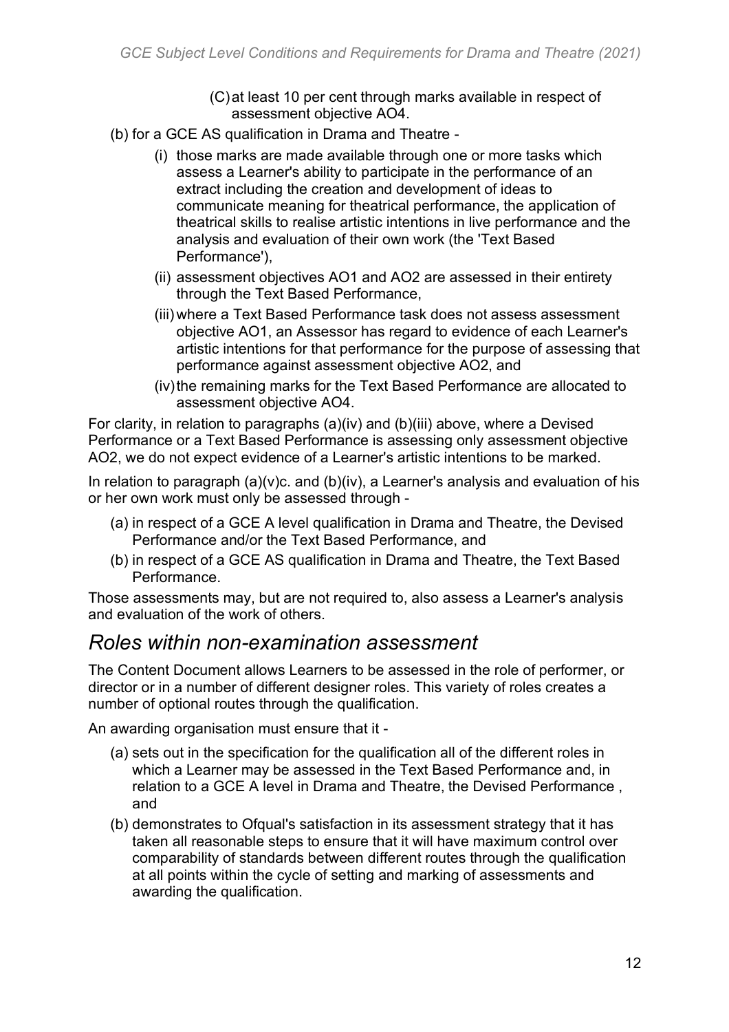(C) at least 10 per cent through marks available in respect of assessment objective AO4.

(b) for a GCE AS qualification in Drama and Theatre -

  (i) those marks are made available through one or more tasks which assess a Learner's ability to participate in the performance of an extract including the creation and development of ideas to communicate meaning for theatrical performance, the application of theatrical skills to realise artistic intentions in live performance and the analysis and evaluation of their own work (the 'Text Based Performance'),

  (ii) assessment objectives AO1 and AO2 are assessed in their entirety through the Text Based Performance,

  (iii) where a Text Based Performance task does not assess assessment objective AO1, an Assessor has regard to evidence of each Learner's artistic intentions for that performance for the purpose of assessing that performance against assessment objective AO2, and

  (iv) the remaining marks for the Text Based Performance are allocated to assessment objective AO4.

For clarity, in relation to paragraphs (a)(iv) and (b)(iii) above, where a Devised Performance or a Text Based Performance is assessing only assessment objective AO2, we do not expect evidence of a Learner's artistic intentions to be marked.

In relation to paragraph (a)(v)c. and (b)(iv), a Learner's analysis and evaluation of his or her own work must only be assessed through -

(a) in respect of a GCE A level qualification in Drama and Theatre, the Devised Performance and/or the Text Based Performance, and

(b) in respect of a GCE AS qualification in Drama and Theatre, the Text Based Performance.

Those assessments may, but are not required to, also assess a Learner's analysis and evaluation of the work of others.

## *Roles within non-examination assessment*

The Content Document allows Learners to be assessed in the role of performer, or director or in a number of different designer roles. This variety of roles creates a number of optional routes through the qualification.

An awarding organisation must ensure that it -

(a) sets out in the specification for the qualification all of the different roles in which a Learner may be assessed in the Text Based Performance and, in relation to a GCE A level in Drama and Theatre, the Devised Performance , and

(b) demonstrates to Ofqual's satisfaction in its assessment strategy that it has taken all reasonable steps to ensure that it will have maximum control over comparability of standards between different routes through the qualification at all points within the cycle of setting and marking of assessments and awarding the qualification.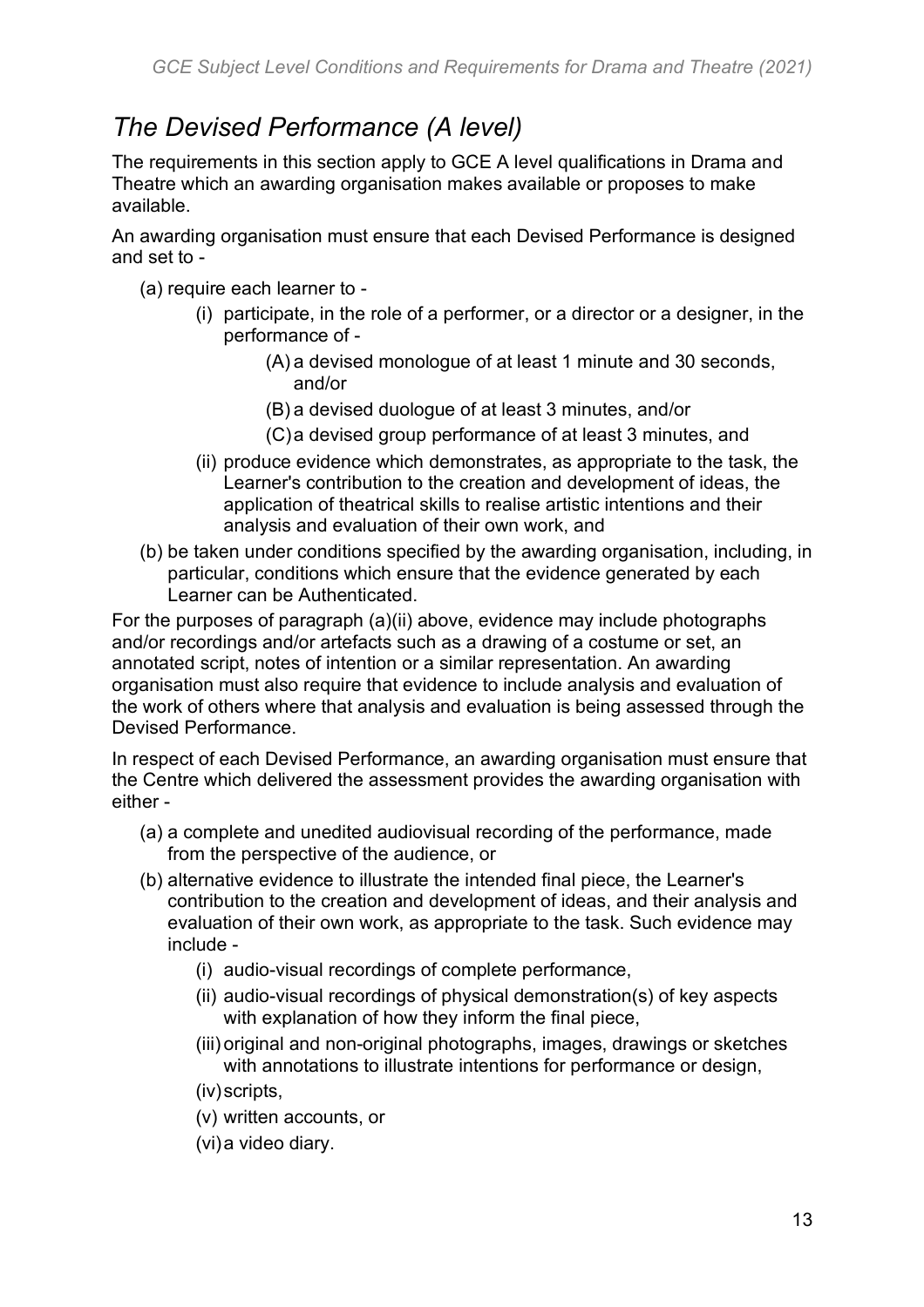## *The Devised Performance (A level)*

The requirements in this section apply to GCE A level qualifications in Drama and Theatre which an awarding organisation makes available or proposes to make available.

An awarding organisation must ensure that each Devised Performance is designed and set to -

(a) require each learner to -

  (i) participate, in the role of a performer, or a director or a designer, in the performance of -

    (A) a devised monologue of at least 1 minute and 30 seconds, and/or

    (B) a devised duologue of at least 3 minutes, and/or

    (C) a devised group performance of at least 3 minutes, and

  (ii) produce evidence which demonstrates, as appropriate to the task, the Learner's contribution to the creation and development of ideas, the application of theatrical skills to realise artistic intentions and their analysis and evaluation of their own work, and

(b) be taken under conditions specified by the awarding organisation, including, in particular, conditions which ensure that the evidence generated by each Learner can be Authenticated.

For the purposes of paragraph (a)(ii) above, evidence may include photographs and/or recordings and/or artefacts such as a drawing of a costume or set, an annotated script, notes of intention or a similar representation. An awarding organisation must also require that evidence to include analysis and evaluation of the work of others where that analysis and evaluation is being assessed through the Devised Performance.

In respect of each Devised Performance, an awarding organisation must ensure that the Centre which delivered the assessment provides the awarding organisation with either -

(a) a complete and unedited audiovisual recording of the performance, made from the perspective of the audience, or

(b) alternative evidence to illustrate the intended final piece, the Learner's contribution to the creation and development of ideas, and their analysis and evaluation of their own work, as appropriate to the task. Such evidence may include -

  (i) audio-visual recordings of complete performance,

  (ii) audio-visual recordings of physical demonstration(s) of key aspects with explanation of how they inform the final piece,

  (iii) original and non-original photographs, images, drawings or sketches with annotations to illustrate intentions for performance or design,

  (iv) scripts,

  (v) written accounts, or

  (vi) a video diary.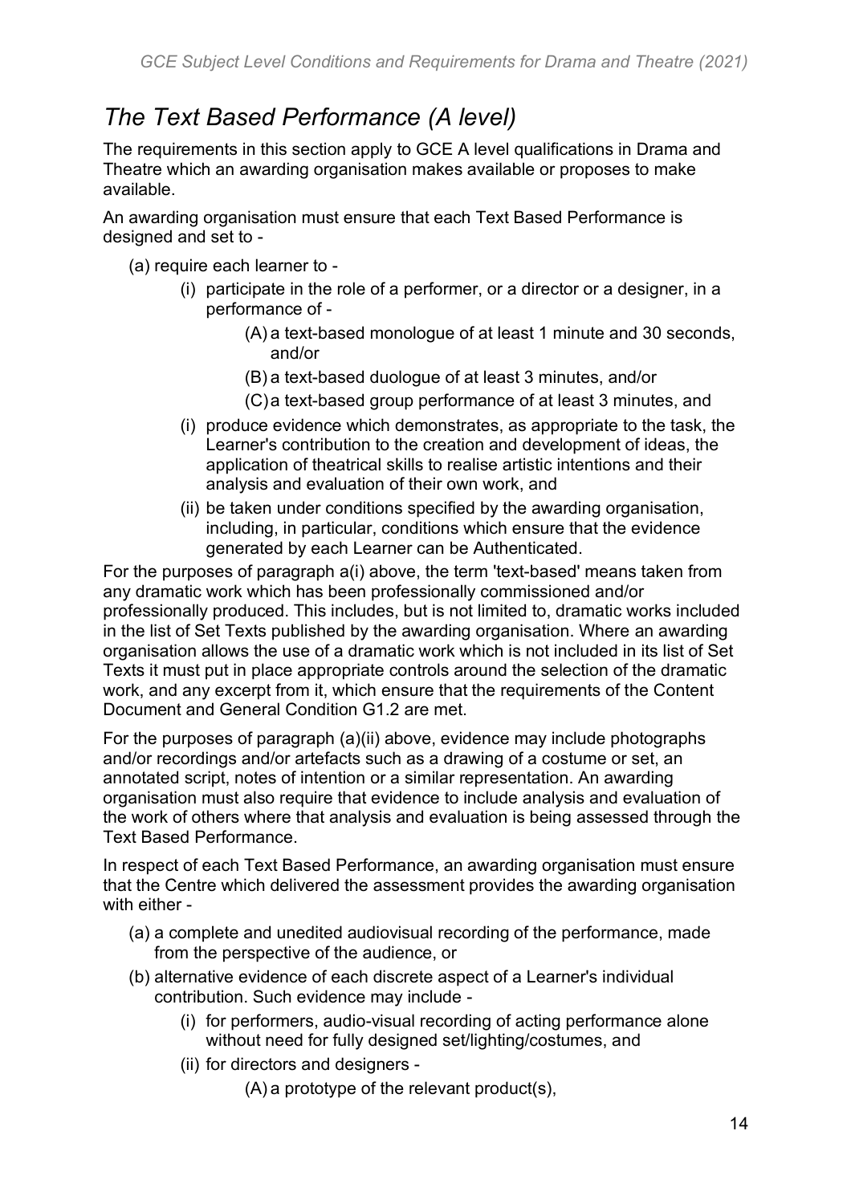## *The Text Based Performance (A level)*

The requirements in this section apply to GCE A level qualifications in Drama and Theatre which an awarding organisation makes available or proposes to make available.

An awarding organisation must ensure that each Text Based Performance is designed and set to -

- (a) require each learner to -
  - (i) participate in the role of a performer, or a director or a designer, in a performance of -
    - (A) a text-based monologue of at least 1 minute and 30 seconds, and/or
    - (B) a text-based duologue of at least 3 minutes, and/or
    - (C) a text-based group performance of at least 3 minutes, and
  - (i) produce evidence which demonstrates, as appropriate to the task, the Learner's contribution to the creation and development of ideas, the application of theatrical skills to realise artistic intentions and their analysis and evaluation of their own work, and
  - (ii) be taken under conditions specified by the awarding organisation, including, in particular, conditions which ensure that the evidence generated by each Learner can be Authenticated.

For the purposes of paragraph a(i) above, the term 'text-based' means taken from any dramatic work which has been professionally commissioned and/or professionally produced. This includes, but is not limited to, dramatic works included in the list of Set Texts published by the awarding organisation. Where an awarding organisation allows the use of a dramatic work which is not included in its list of Set Texts it must put in place appropriate controls around the selection of the dramatic work, and any excerpt from it, which ensure that the requirements of the Content Document and General Condition G1.2 are met.

For the purposes of paragraph (a)(ii) above, evidence may include photographs and/or recordings and/or artefacts such as a drawing of a costume or set, an annotated script, notes of intention or a similar representation. An awarding organisation must also require that evidence to include analysis and evaluation of the work of others where that analysis and evaluation is being assessed through the Text Based Performance.

In respect of each Text Based Performance, an awarding organisation must ensure that the Centre which delivered the assessment provides the awarding organisation with either -

- (a) a complete and unedited audiovisual recording of the performance, made from the perspective of the audience, or
- (b) alternative evidence of each discrete aspect of a Learner's individual contribution. Such evidence may include -
  - (i) for performers, audio-visual recording of acting performance alone without need for fully designed set/lighting/costumes, and
  - (ii) for directors and designers -
    - (A) a prototype of the relevant product(s),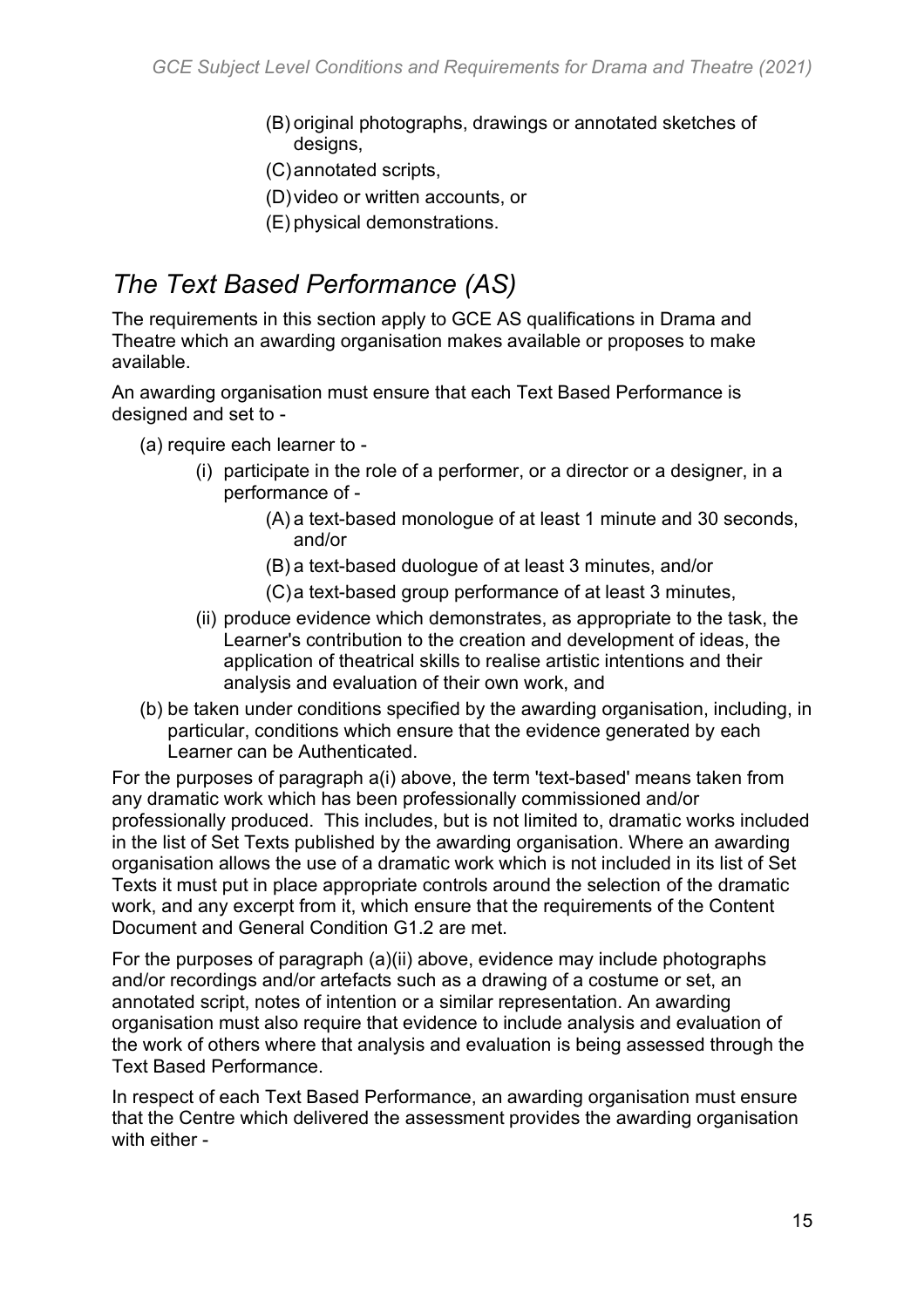(B) original photographs, drawings or annotated sketches of designs,

(C) annotated scripts,

(D) video or written accounts, or

(E) physical demonstrations.

## *The Text Based Performance (AS)*

The requirements in this section apply to GCE AS qualifications in Drama and Theatre which an awarding organisation makes available or proposes to make available.

An awarding organisation must ensure that each Text Based Performance is designed and set to -

(a) require each learner to -

  (i) participate in the role of a performer, or a director or a designer, in a performance of -

    (A) a text-based monologue of at least 1 minute and 30 seconds, and/or

    (B) a text-based duologue of at least 3 minutes, and/or

    (C) a text-based group performance of at least 3 minutes,

  (ii) produce evidence which demonstrates, as appropriate to the task, the Learner's contribution to the creation and development of ideas, the application of theatrical skills to realise artistic intentions and their analysis and evaluation of their own work, and

(b) be taken under conditions specified by the awarding organisation, including, in particular, conditions which ensure that the evidence generated by each Learner can be Authenticated.

For the purposes of paragraph a(i) above, the term 'text-based' means taken from any dramatic work which has been professionally commissioned and/or professionally produced. This includes, but is not limited to, dramatic works included in the list of Set Texts published by the awarding organisation. Where an awarding organisation allows the use of a dramatic work which is not included in its list of Set Texts it must put in place appropriate controls around the selection of the dramatic work, and any excerpt from it, which ensure that the requirements of the Content Document and General Condition G1.2 are met.

For the purposes of paragraph (a)(ii) above, evidence may include photographs and/or recordings and/or artefacts such as a drawing of a costume or set, an annotated script, notes of intention or a similar representation. An awarding organisation must also require that evidence to include analysis and evaluation of the work of others where that analysis and evaluation is being assessed through the Text Based Performance.

In respect of each Text Based Performance, an awarding organisation must ensure that the Centre which delivered the assessment provides the awarding organisation with either -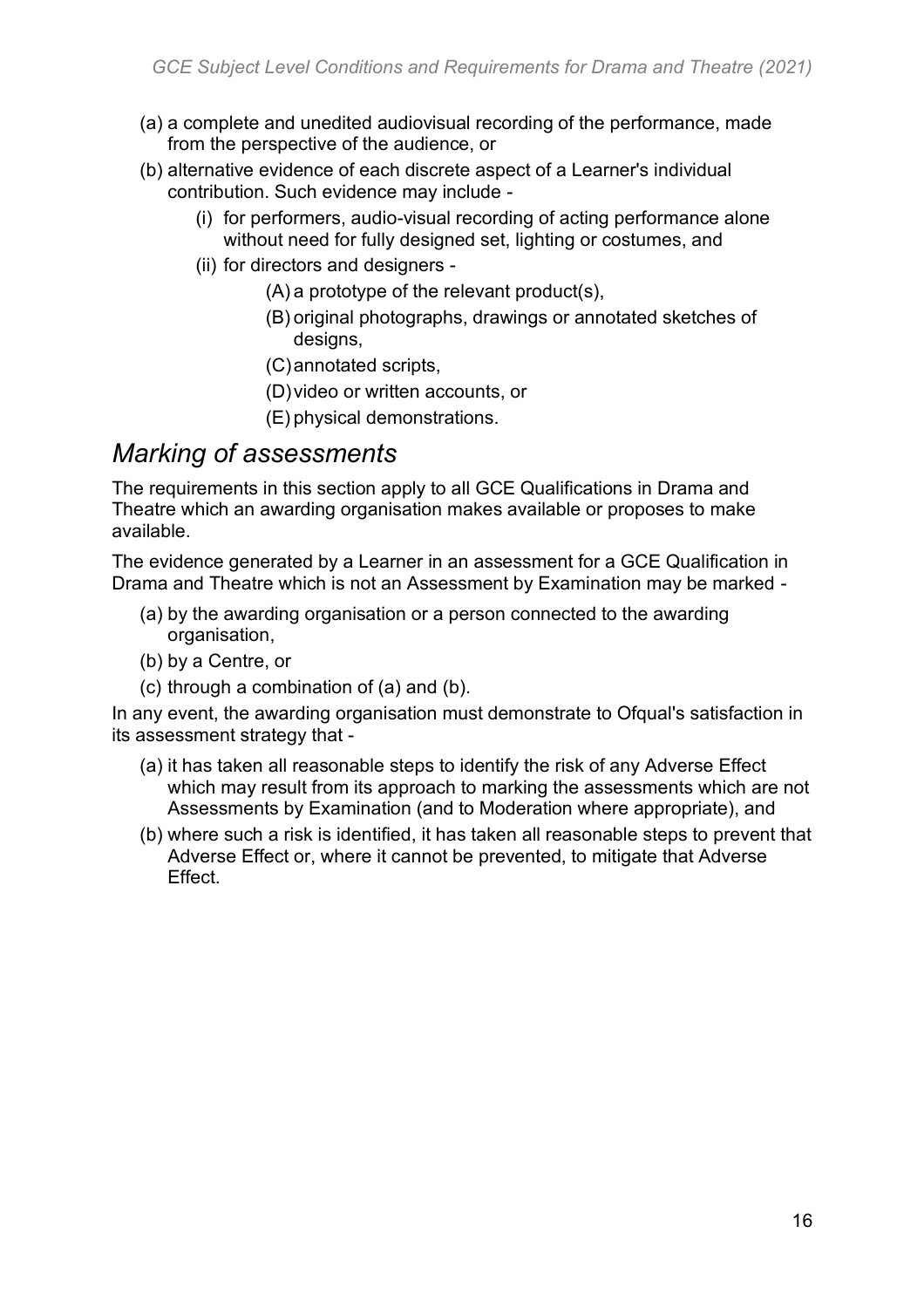(a) a complete and unedited audiovisual recording of the performance, made from the perspective of the audience, or

(b) alternative evidence of each discrete aspect of a Learner's individual contribution. Such evidence may include -

   (i) for performers, audio-visual recording of acting performance alone without need for fully designed set, lighting or costumes, and

   (ii) for directors and designers -

      (A) a prototype of the relevant product(s),

      (B) original photographs, drawings or annotated sketches of designs,

      (C) annotated scripts,

      (D) video or written accounts, or

      (E) physical demonstrations.

## *Marking of assessments*

The requirements in this section apply to all GCE Qualifications in Drama and Theatre which an awarding organisation makes available or proposes to make available.

The evidence generated by a Learner in an assessment for a GCE Qualification in Drama and Theatre which is not an Assessment by Examination may be marked -

(a) by the awarding organisation or a person connected to the awarding organisation,

(b) by a Centre, or

(c) through a combination of (a) and (b).

In any event, the awarding organisation must demonstrate to Ofqual's satisfaction in its assessment strategy that -

(a) it has taken all reasonable steps to identify the risk of any Adverse Effect which may result from its approach to marking the assessments which are not Assessments by Examination (and to Moderation where appropriate), and

(b) where such a risk is identified, it has taken all reasonable steps to prevent that Adverse Effect or, where it cannot be prevented, to mitigate that Adverse Effect.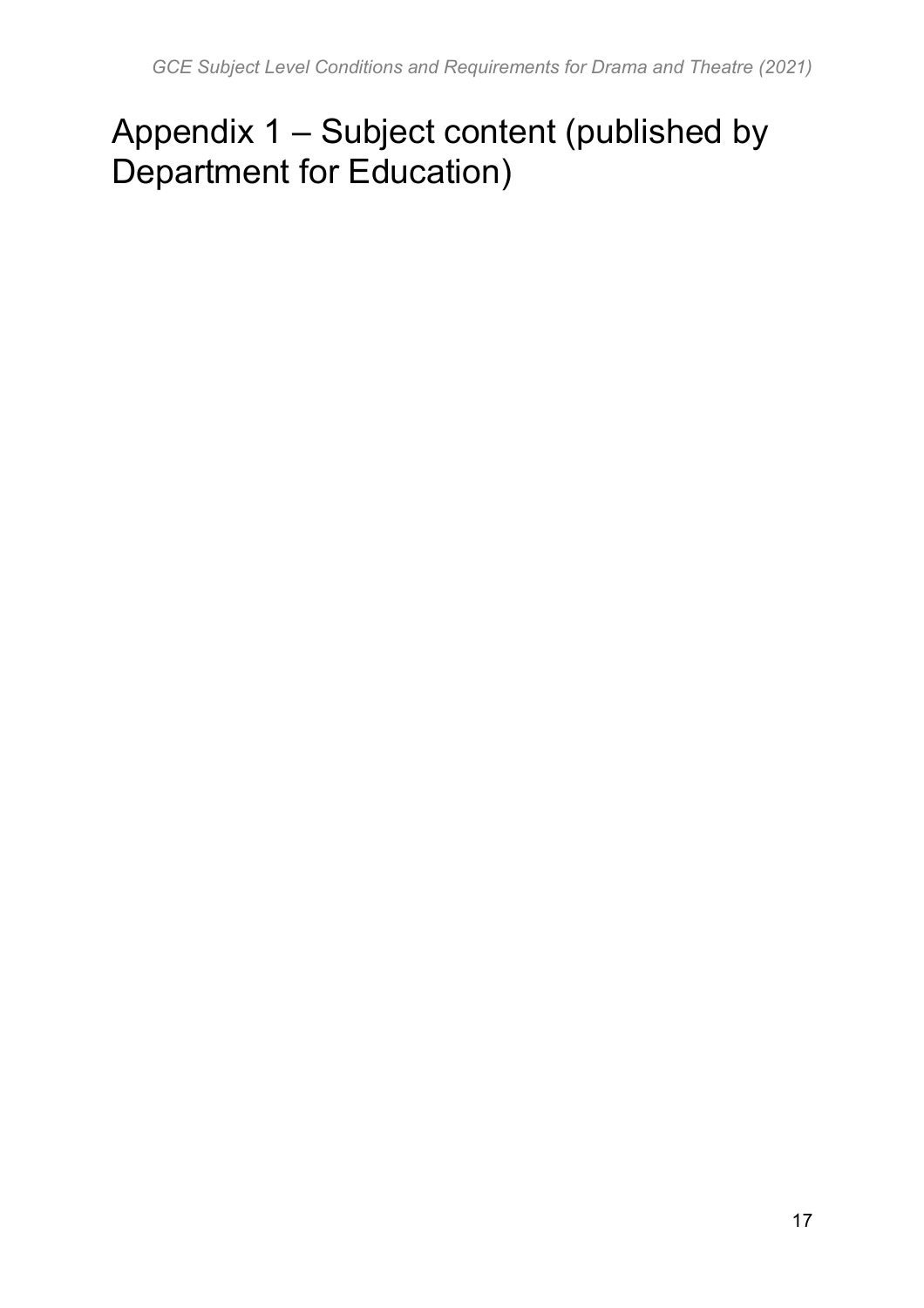# Appendix 1 – Subject content (published by Department for Education)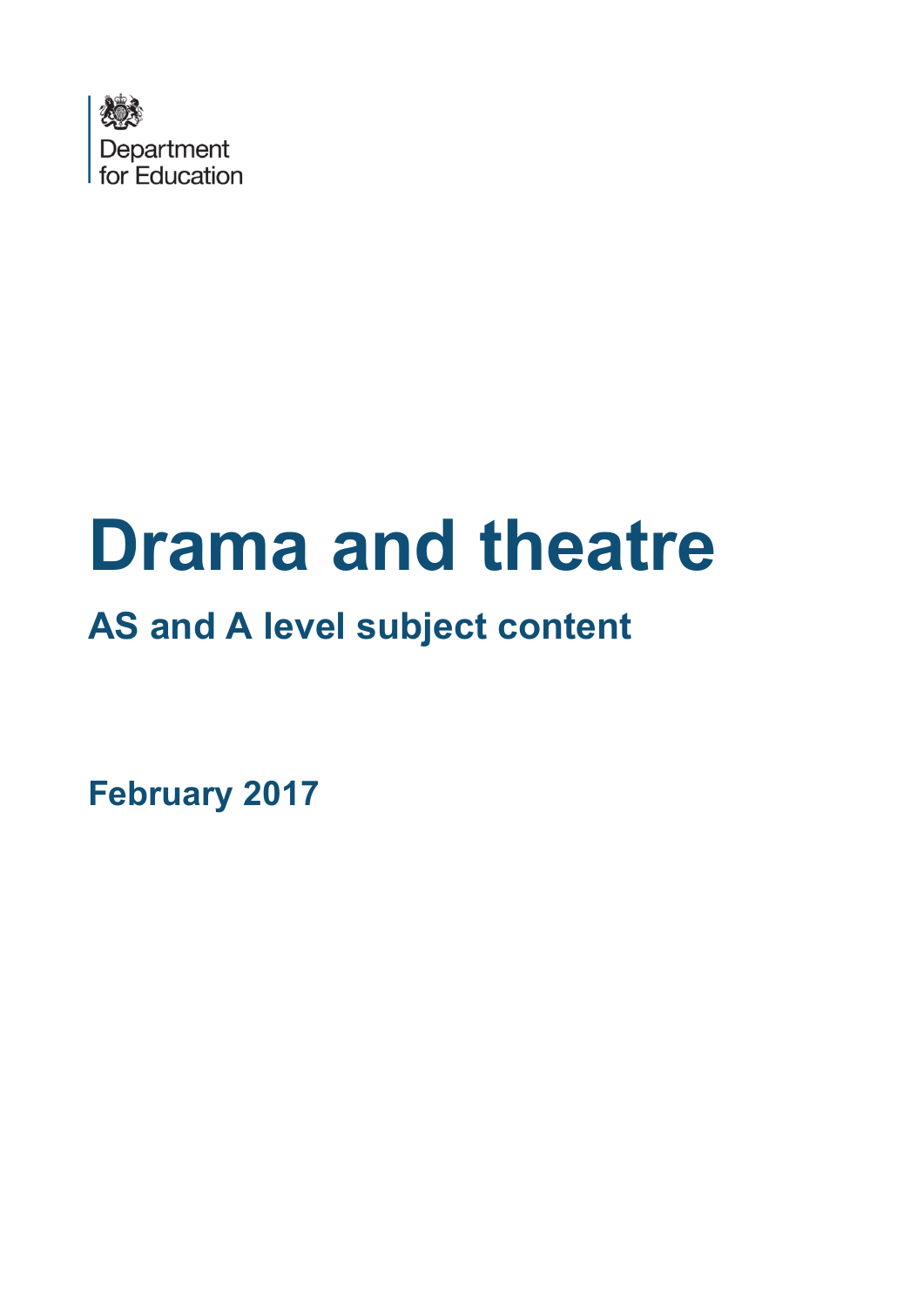# Drama and theatre

## AS and A level subject content

February 2017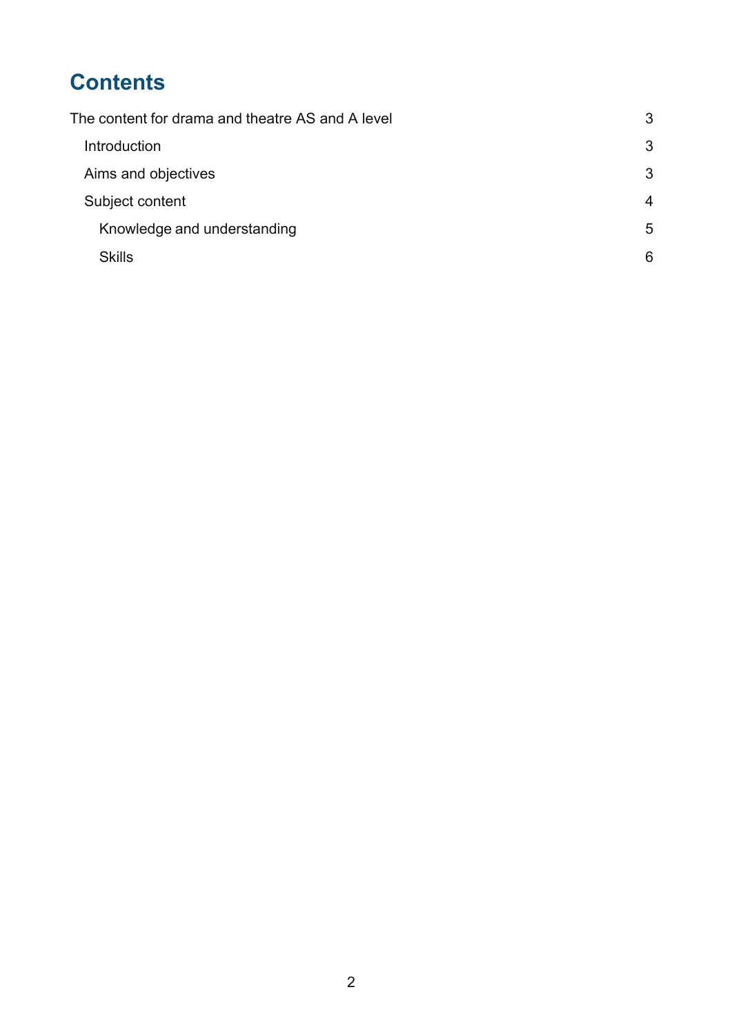# Contents

| | |
|---|---|
| The content for drama and theatre AS and A level | 3 |
| Introduction | 3 |
| Aims and objectives | 3 |
| Subject content | 4 |
| Knowledge and understanding | 5 |
| Skills | 6 |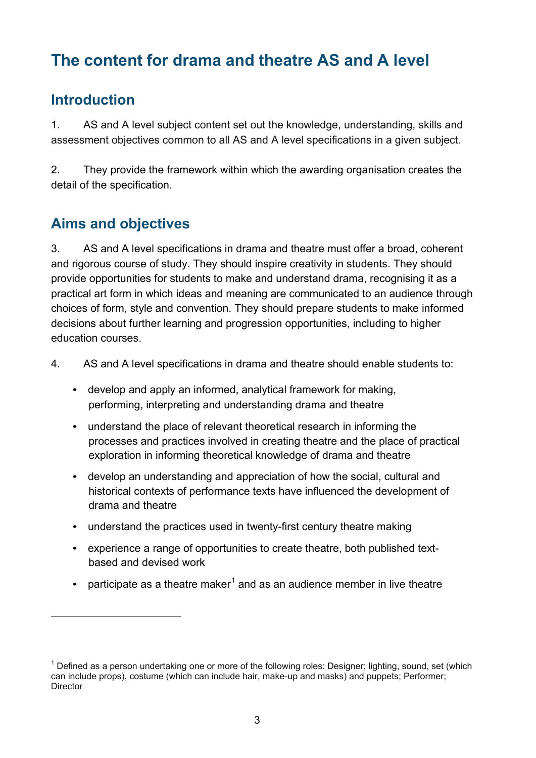# The content for drama and theatre AS and A level

## Introduction

1. AS and A level subject content set out the knowledge, understanding, skills and assessment objectives common to all AS and A level specifications in a given subject.

2. They provide the framework within which the awarding organisation creates the detail of the specification.

## Aims and objectives

3. AS and A level specifications in drama and theatre must offer a broad, coherent and rigorous course of study. They should inspire creativity in students. They should provide opportunities for students to make and understand drama, recognising it as a practical art form in which ideas and meaning are communicated to an audience through choices of form, style and convention. They should prepare students to make informed decisions about further learning and progression opportunities, including to higher education courses.

4. AS and A level specifications in drama and theatre should enable students to:

- develop and apply an informed, analytical framework for making, performing, interpreting and understanding drama and theatre
- understand the place of relevant theoretical research in informing the processes and practices involved in creating theatre and the place of practical exploration in informing theoretical knowledge of drama and theatre
- develop an understanding and appreciation of how the social, cultural and historical contexts of performance texts have influenced the development of drama and theatre
- understand the practices used in twenty-first century theatre making
- experience a range of opportunities to create theatre, both published text-based and devised work
- participate as a theatre maker[1] and as an audience member in live theatre

---

[1] Defined as a person undertaking one or more of the following roles: Designer; lighting, sound, set (which can include props), costume (which can include hair, make-up and masks) and puppets; Performer; Director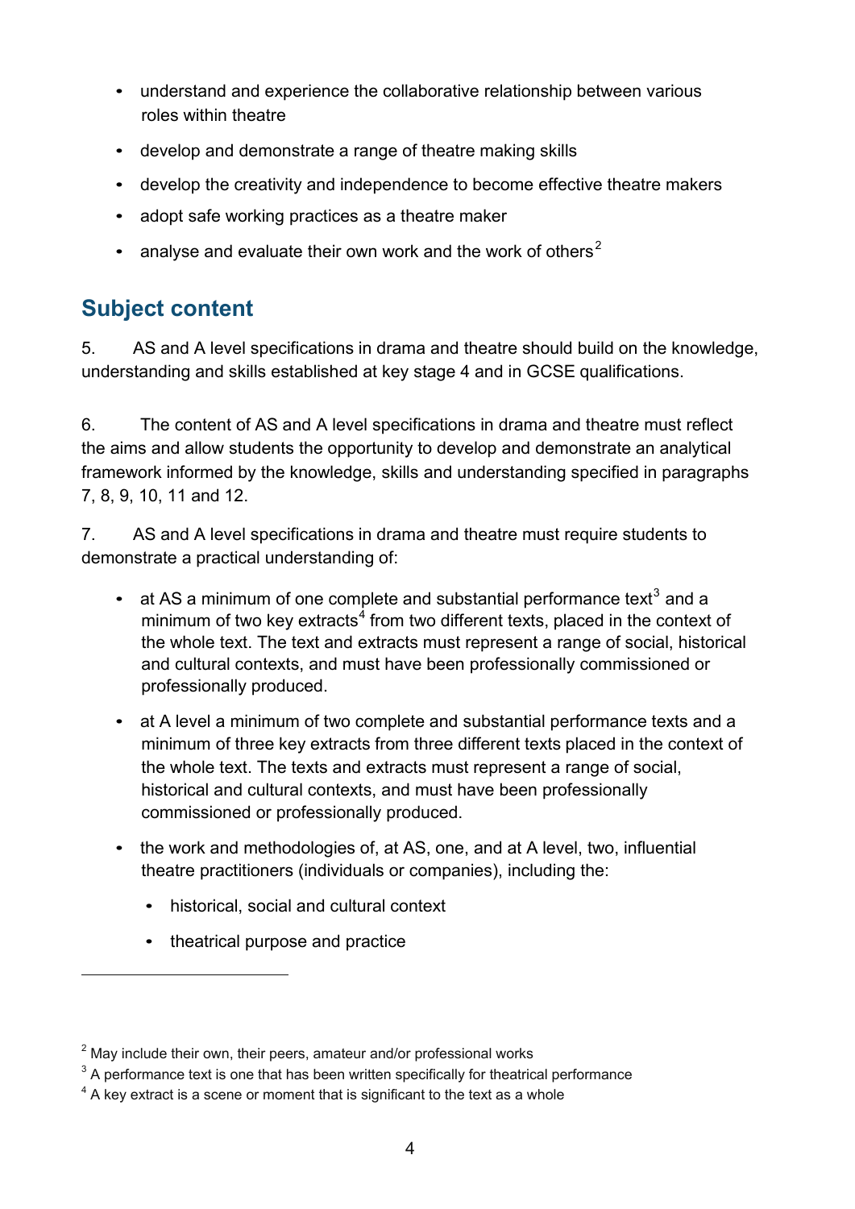- understand and experience the collaborative relationship between various roles within theatre
- develop and demonstrate a range of theatre making skills
- develop the creativity and independence to become effective theatre makers
- adopt safe working practices as a theatre maker
- analyse and evaluate their own work and the work of others[2]

## Subject content

5. AS and A level specifications in drama and theatre should build on the knowledge, understanding and skills established at key stage 4 and in GCSE qualifications.

6. The content of AS and A level specifications in drama and theatre must reflect the aims and allow students the opportunity to develop and demonstrate an analytical framework informed by the knowledge, skills and understanding specified in paragraphs 7, 8, 9, 10, 11 and 12.

7. AS and A level specifications in drama and theatre must require students to demonstrate a practical understanding of:

- at AS a minimum of one complete and substantial performance text[3] and a minimum of two key extracts[4] from two different texts, placed in the context of the whole text. The text and extracts must represent a range of social, historical and cultural contexts, and must have been professionally commissioned or professionally produced.
- at A level a minimum of two complete and substantial performance texts and a minimum of three key extracts from three different texts placed in the context of the whole text. The texts and extracts must represent a range of social, historical and cultural contexts, and must have been professionally commissioned or professionally produced.
- the work and methodologies of, at AS, one, and at A level, two, influential theatre practitioners (individuals or companies), including the:
  - historical, social and cultural context
  - theatrical purpose and practice

[2] May include their own, their peers, amateur and/or professional works

[3] A performance text is one that has been written specifically for theatrical performance

[4] A key extract is a scene or moment that is significant to the text as a whole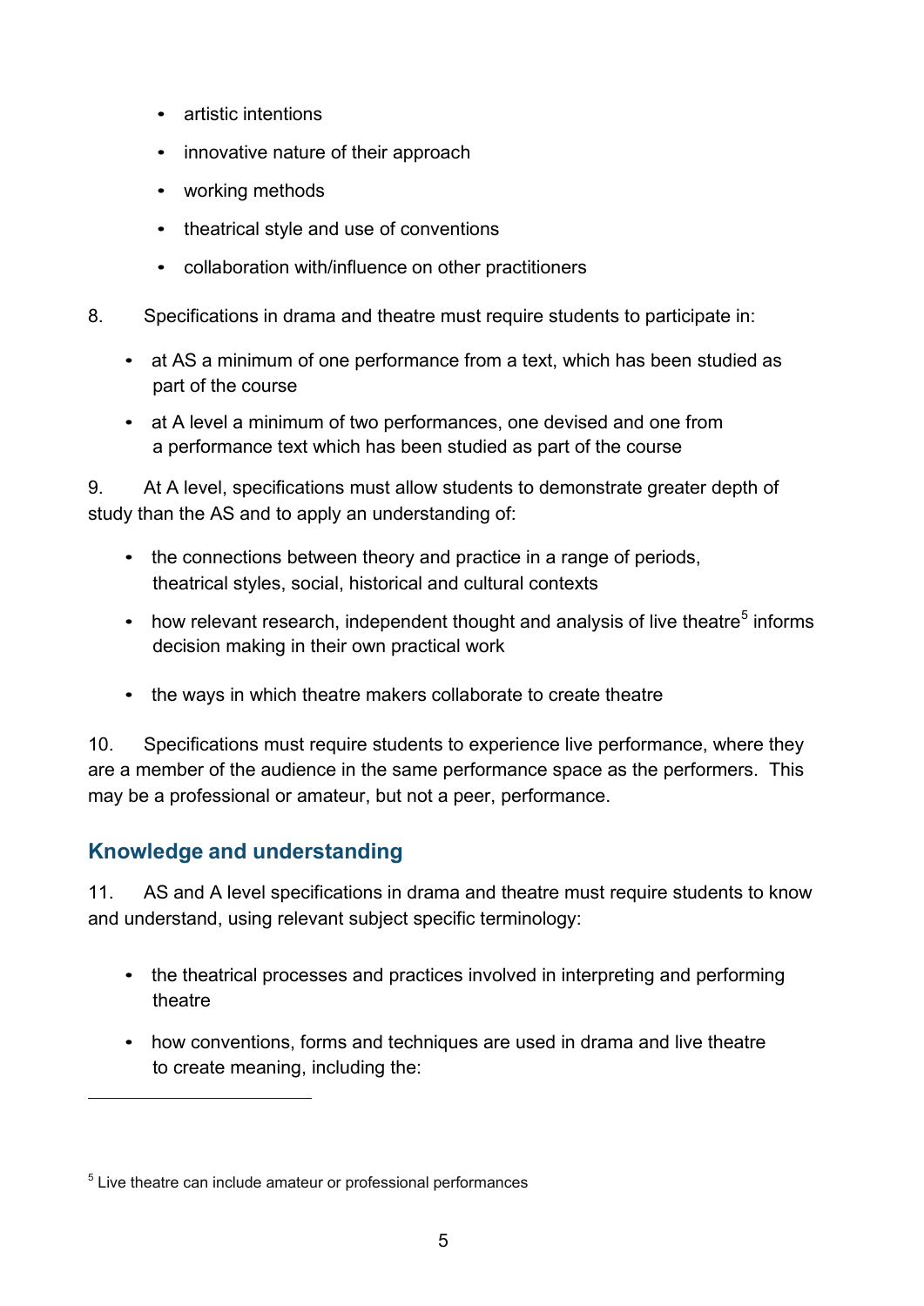- artistic intentions
- innovative nature of their approach
- working methods
- theatrical style and use of conventions
- collaboration with/influence on other practitioners

8. Specifications in drama and theatre must require students to participate in:

- at AS a minimum of one performance from a text, which has been studied as part of the course
- at A level a minimum of two performances, one devised and one from a performance text which has been studied as part of the course

9. At A level, specifications must allow students to demonstrate greater depth of study than the AS and to apply an understanding of:

- the connections between theory and practice in a range of periods, theatrical styles, social, historical and cultural contexts
- how relevant research, independent thought and analysis of live theatre[5] informs decision making in their own practical work
- the ways in which theatre makers collaborate to create theatre

10. Specifications must require students to experience live performance, where they are a member of the audience in the same performance space as the performers. This may be a professional or amateur, but not a peer, performance.

## Knowledge and understanding

11. AS and A level specifications in drama and theatre must require students to know and understand, using relevant subject specific terminology:

- the theatrical processes and practices involved in interpreting and performing theatre
- how conventions, forms and techniques are used in drama and live theatre to create meaning, including the:

[5] Live theatre can include amateur or professional performances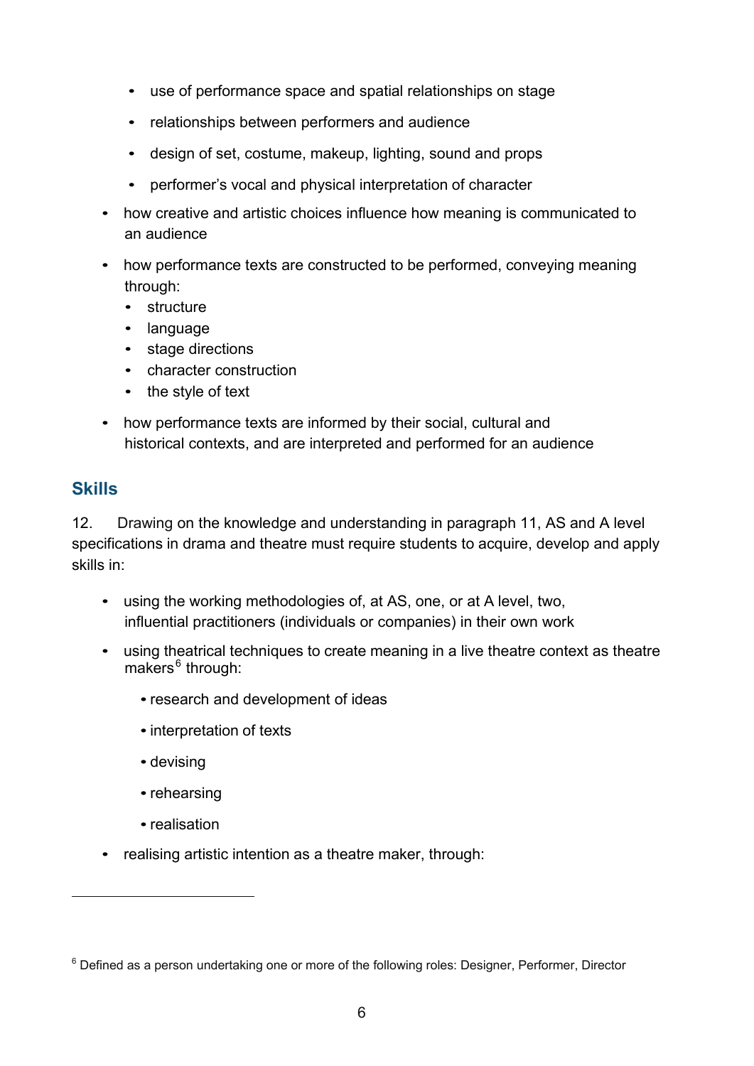- use of performance space and spatial relationships on stage
  - relationships between performers and audience
  - design of set, costume, makeup, lighting, sound and props
  - performer's vocal and physical interpretation of character
- how creative and artistic choices influence how meaning is communicated to an audience
- how performance texts are constructed to be performed, conveying meaning through:
  - structure
  - language
  - stage directions
  - character construction
  - the style of text
- how performance texts are informed by their social, cultural and historical contexts, and are interpreted and performed for an audience

## Skills

12. Drawing on the knowledge and understanding in paragraph 11, AS and A level specifications in drama and theatre must require students to acquire, develop and apply skills in:

- using the working methodologies of, at AS, one, or at A level, two, influential practitioners (individuals or companies) in their own work
- using theatrical techniques to create meaning in a live theatre context as theatre makers[6] through:
  - research and development of ideas
  - interpretation of texts
  - devising
  - rehearsing
  - realisation
- realising artistic intention as a theatre maker, through:

---

[6] Defined as a person undertaking one or more of the following roles: Designer, Performer, Director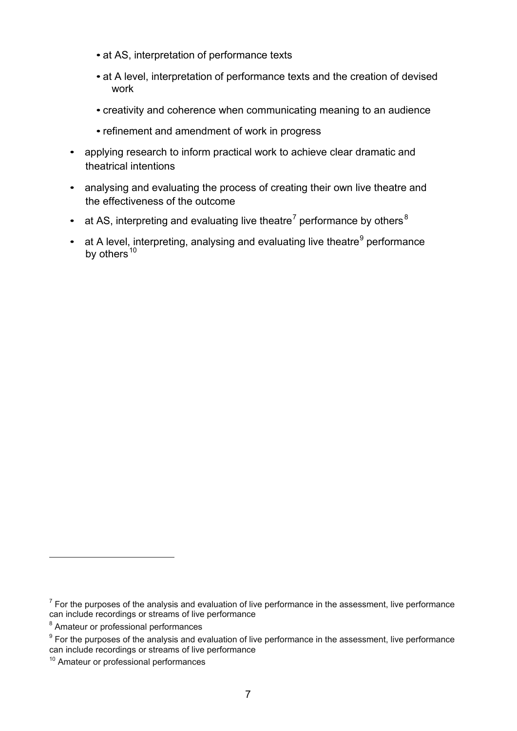- at AS, interpretation of performance texts
  - at A level, interpretation of performance texts and the creation of devised work
  - creativity and coherence when communicating meaning to an audience
  - refinement and amendment of work in progress
- applying research to inform practical work to achieve clear dramatic and theatrical intentions
- analysing and evaluating the process of creating their own live theatre and the effectiveness of the outcome
- at AS, interpreting and evaluating live theatre[7] performance by others[8]
- at A level, interpreting, analysing and evaluating live theatre[9] performance by others[10]

---

[7] For the purposes of the analysis and evaluation of live performance in the assessment, live performance can include recordings or streams of live performance

[8] Amateur or professional performances

[9] For the purposes of the analysis and evaluation of live performance in the assessment, live performance can include recordings or streams of live performance

[10] Amateur or professional performances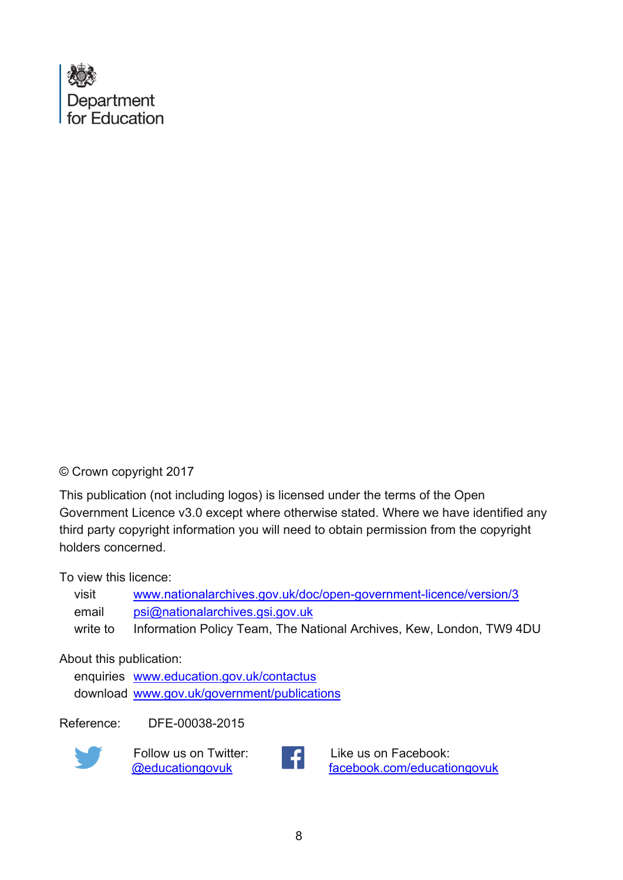Department for Education

© Crown copyright 2017

This publication (not including logos) is licensed under the terms of the Open Government Licence v3.0 except where otherwise stated. Where we have identified any third party copyright information you will need to obtain permission from the copyright holders concerned.

To view this licence:

visit www.nationalarchives.gov.uk/doc/open-government-licence/version/3
email psi@nationalarchives.gsi.gov.uk
write to Information Policy Team, The National Archives, Kew, London, TW9 4DU

About this publication:

enquiries www.education.gov.uk/contactus
download www.gov.uk/government/publications

Reference: DFE-00038-2015

Follow us on Twitter: @educationgovuk

Like us on Facebook: facebook.com/educationgovuk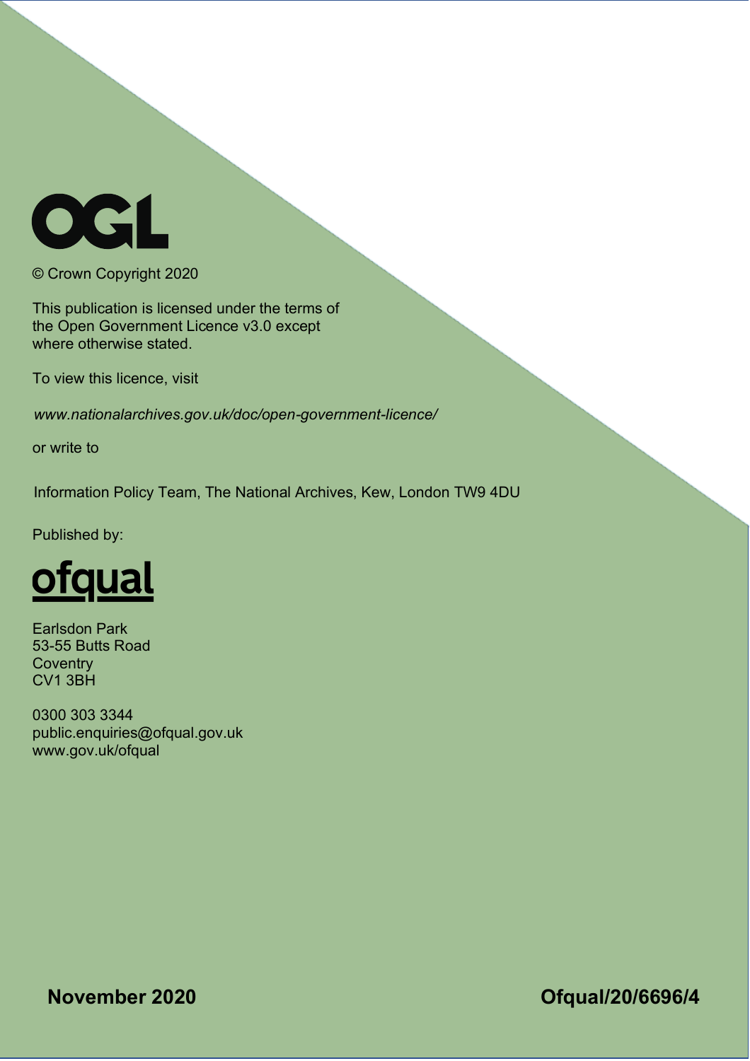OGL

© Crown Copyright 2020

This publication is licensed under the terms of the Open Government Licence v3.0 except where otherwise stated.

To view this licence, visit

*www.nationalarchives.gov.uk/doc/open-government-licence/*

or write to

Information Policy Team, The National Archives, Kew, London TW9 4DU

Published by:

ofqual

Earlsdon Park
53-55 Butts Road
Coventry
CV1 3BH

0300 303 3344
public.enquiries@ofqual.gov.uk
www.gov.uk/ofqual

**November 2020** **Ofqual/20/6696/4**